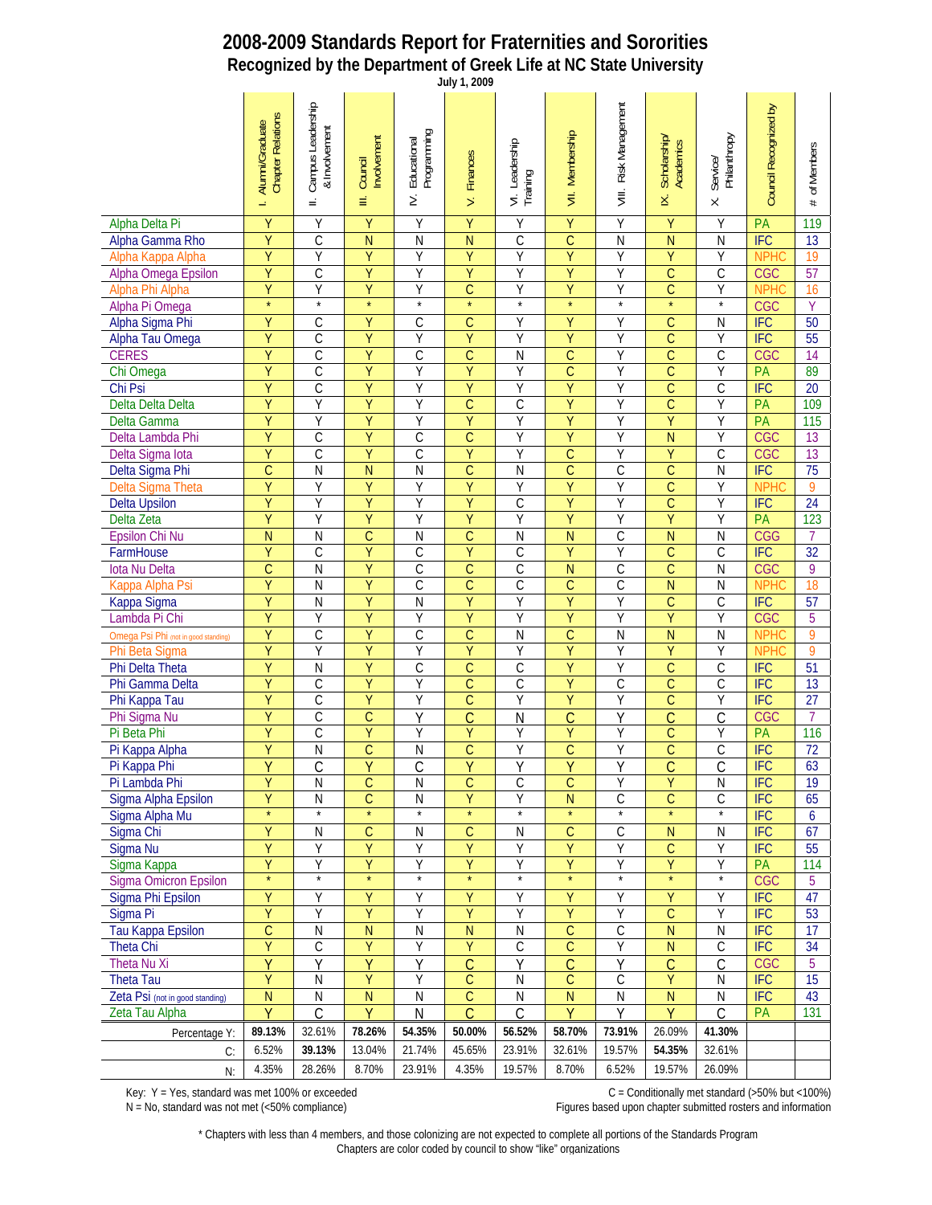# 2008-2009 Standards Report for Fraternities and Sororities

## Recognized by the Department of Greek Life at NC State University

July 1, 2009

| | I. Alumni/Graduate Chapter Relations | II. Campus Leadership & Involvement | III. Council Involvement | IV. Educational Programming | V. Finances | VI. Leadership Training | VII. Membership | VIII. Risk Management | IX. Scholarship/ Academics | X. Service/ Philanthropy | Council Recognized by | # of Members |
|---|---|---|---|---|---|---|---|---|---|---|---|---|
| Alpha Delta Pi | Y | Y | Y | Y | Y | Y | Y | Y | Y | Y | PA | 119 |
| Alpha Gamma Rho | Y | C | N | N | N | C | C | N | N | N | IFC | 13 |
| Alpha Kappa Alpha | Y | Y | Y | Y | Y | Y | Y | Y | Y | Y | NPHC | 19 |
| Alpha Omega Epsilon | Y | C | Y | Y | Y | Y | Y | Y | C | C | CGC | 57 |
| Alpha Phi Alpha | Y | Y | Y | Y | C | Y | Y | Y | C | Y | NPHC | 16 |
| Alpha Pi Omega | * | * | * | * | * | * | * | * | * | * | CGC | Y |
| Alpha Sigma Phi | Y | C | Y | C | C | Y | Y | Y | C | N | IFC | 50 |
| Alpha Tau Omega | Y | C | Y | Y | Y | Y | Y | Y | C | Y | IFC | 55 |
| CERES | Y | C | Y | C | C | N | C | Y | C | C | CGC | 14 |
| Chi Omega | Y | C | Y | Y | Y | Y | C | Y | C | Y | PA | 89 |
| Chi Psi | Y | C | Y | Y | Y | Y | Y | Y | C | C | IFC | 20 |
| Delta Delta Delta | Y | Y | Y | Y | C | C | Y | Y | C | Y | PA | 109 |
| Delta Gamma | Y | Y | Y | Y | Y | Y | Y | Y | Y | Y | PA | 115 |
| Delta Lambda Phi | Y | C | Y | C | C | Y | Y | Y | N | Y | CGC | 13 |
| Delta Sigma Iota | Y | C | Y | C | Y | Y | C | Y | Y | C | CGC | 13 |
| Delta Sigma Phi | C | N | N | N | C | N | C | C | C | N | IFC | 75 |
| Delta Sigma Theta | Y | Y | Y | Y | Y | Y | Y | Y | C | Y | NPHC | 9 |
| Delta Upsilon | Y | Y | Y | Y | Y | C | Y | Y | C | Y | IFC | 24 |
| Delta Zeta | Y | Y | Y | Y | Y | Y | Y | Y | Y | Y | PA | 123 |
| Epsilon Chi Nu | N | N | C | N | C | N | N | C | N | N | CGG | 7 |
| FarmHouse | Y | C | Y | C | Y | C | Y | Y | C | C | IFC | 32 |
| Iota Nu Delta | C | N | Y | C | C | C | N | C | C | N | CGC | 9 |
| Kappa Alpha Psi | Y | N | Y | C | C | C | C | C | N | N | NPHC | 18 |
| Kappa Sigma | Y | N | Y | N | Y | Y | Y | Y | C | C | IFC | 57 |
| Lambda Pi Chi | Y | Y | Y | Y | Y | Y | Y | Y | Y | Y | CGC | 5 |
| Omega Psi Phi (not in good standing) | Y | C | Y | C | C | N | C | N | N | N | NPHC | 9 |
| Phi Beta Sigma | Y | Y | Y | Y | Y | Y | Y | Y | Y | Y | NPHC | 9 |
| Phi Delta Theta | Y | N | Y | C | C | C | Y | Y | C | C | IFC | 51 |
| Phi Gamma Delta | Y | C | Y | Y | C | C | Y | C | C | C | IFC | 13 |
| Phi Kappa Tau | Y | C | Y | Y | C | Y | Y | Y | C | Y | IFC | 27 |
| Phi Sigma Nu | Y | C | C | Y | C | N | C | Y | C | C | CGC | 7 |
| Pi Beta Phi | Y | C | Y | Y | Y | Y | Y | Y | C | Y | PA | 116 |
| Pi Kappa Alpha | Y | N | C | N | C | Y | C | Y | C | C | IFC | 72 |
| Pi Kappa Phi | Y | C | Y | C | Y | Y | Y | Y | C | C | IFC | 63 |
| Pi Lambda Phi | Y | N | C | N | C | C | C | Y | Y | N | IFC | 19 |
| Sigma Alpha Epsilon | Y | N | C | N | Y | Y | N | C | C | C | IFC | 65 |
| Sigma Alpha Mu | * | * | * | * | * | * | * | * | * | * | IFC | 6 |
| Sigma Chi | Y | N | C | N | C | N | C | C | N | N | IFC | 67 |
| Sigma Nu | Y | Y | Y | Y | Y | Y | Y | Y | C | Y | IFC | 55 |
| Sigma Kappa | Y | Y | Y | Y | Y | Y | Y | Y | Y | Y | PA | 114 |
| Sigma Omicron Epsilon | * | * | * | * | * | * | * | * | * | * | CGC | 5 |
| Sigma Phi Epsilon | Y | Y | Y | Y | Y | Y | Y | Y | Y | Y | IFC | 47 |
| Sigma Pi | Y | Y | Y | Y | Y | Y | Y | Y | C | Y | IFC | 53 |
| Tau Kappa Epsilon | C | N | N | N | N | N | C | C | N | N | IFC | 17 |
| Theta Chi | Y | C | Y | Y | Y | C | C | Y | N | C | IFC | 34 |
| Theta Nu Xi | Y | Y | Y | Y | C | Y | C | Y | C | C | CGC | 5 |
| Theta Tau | Y | N | Y | Y | C | N | C | C | Y | N | IFC | 15 |
| Zeta Psi (not in good standing) | N | N | N | N | C | N | N | N | N | N | IFC | 43 |
| Zeta Tau Alpha | Y | C | Y | N | C | C | Y | Y | Y | C | PA | 131 |
| Percentage Y: | **89.13%** | 32.61% | **78.26%** | **54.35%** | **50.00%** | **56.52%** | **58.70%** | **73.91%** | 26.09% | **41.30%** | | |
| C: | 6.52% | **39.13%** | 13.04% | 21.74% | 45.65% | 23.91% | 32.61% | 19.57% | **54.35%** | 32.61% | | |
| N: | 4.35% | 28.26% | 8.70% | 23.91% | 4.35% | 19.57% | 8.70% | 6.52% | 19.57% | 26.09% | | |

Key: Y = Yes, standard was met 100% or exceeded
N = No, standard was not met (<50% compliance)

C = Conditionally met standard (>50% but <100%)
Figures based upon chapter submitted rosters and information

* Chapters with less than 4 members, and those colonizing are not expected to complete all portions of the Standards Program
Chapters are color coded by council to show "like" organizations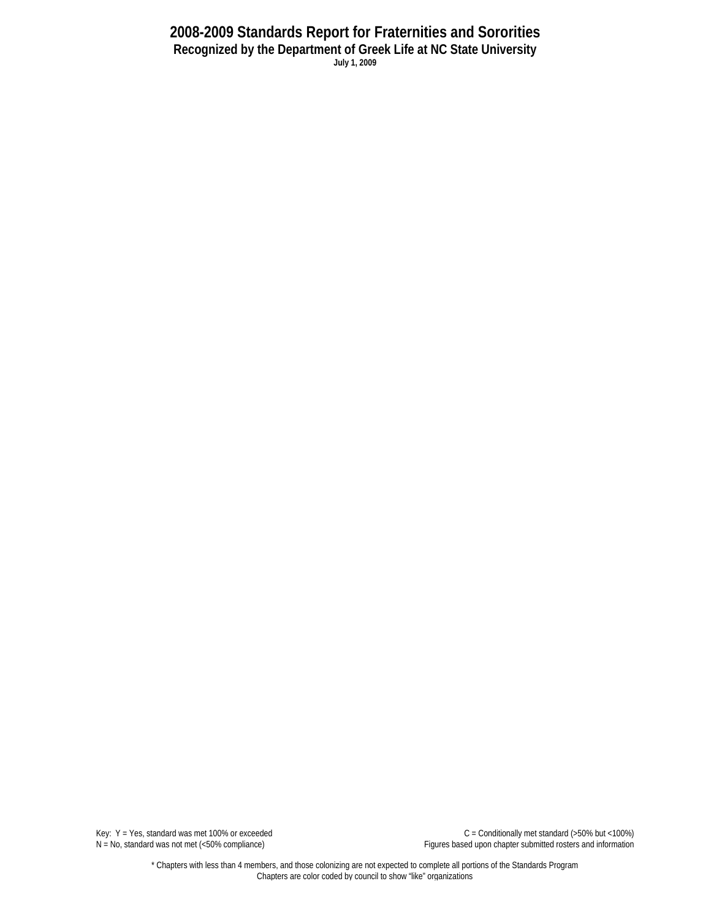# 2008-2009 Standards Report for Fraternities and Sororities

## Recognized by the Department of Greek Life at NC State University

**July 1, 2009**

Key: Y = Yes, standard was met 100% or exceeded
N = No, standard was not met (<50% compliance)

C = Conditionally met standard (>50% but <100%)
Figures based upon chapter submitted rosters and information

* Chapters with less than 4 members, and those colonizing are not expected to complete all portions of the Standards Program
Chapters are color coded by council to show "like" organizations